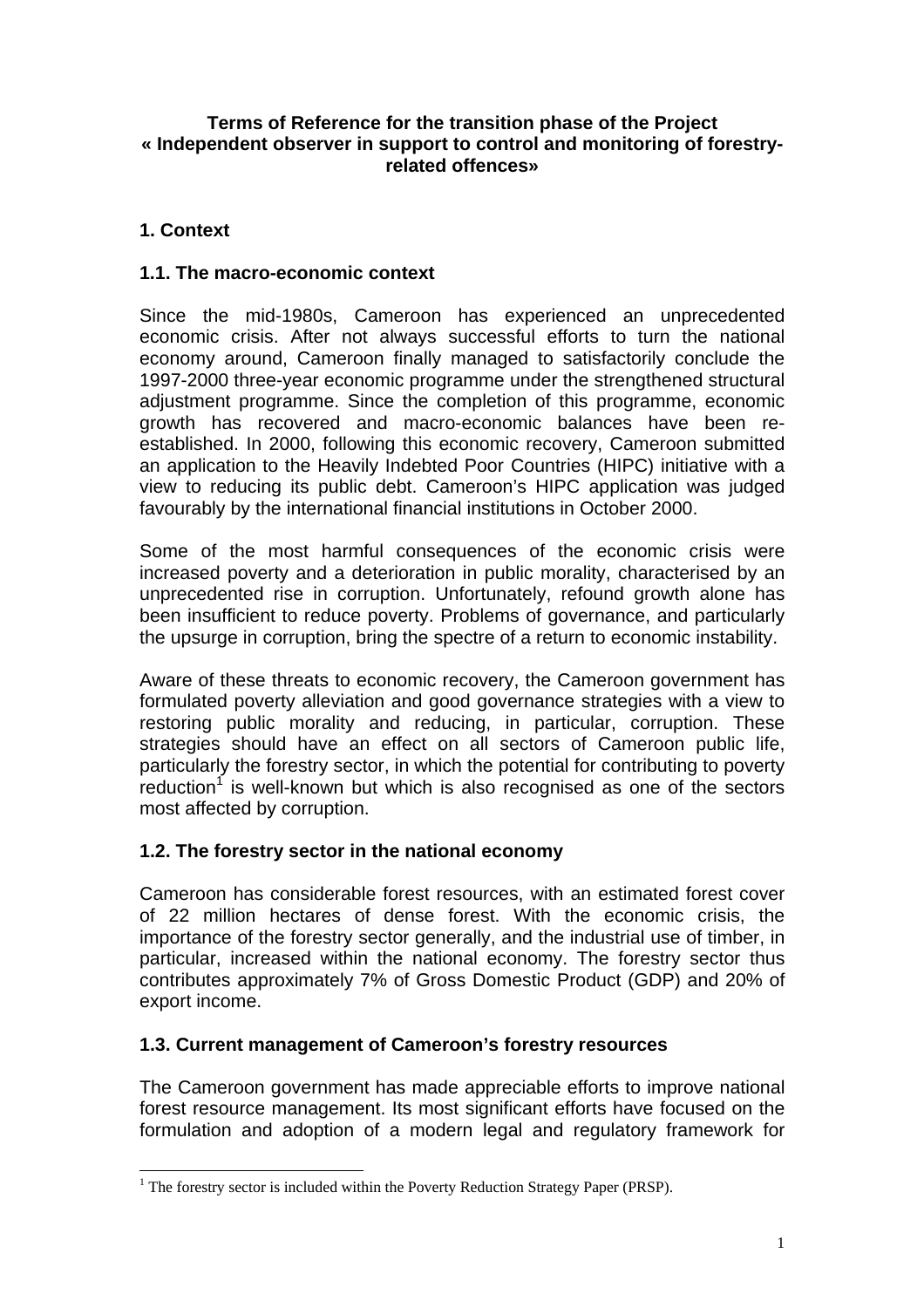**Terms of Reference for the transition phase of the Project « Independent observer in support to control and monitoring of forestry-related offences»**

## 1. Context

### 1.1. The macro-economic context

Since the mid-1980s, Cameroon has experienced an unprecedented economic crisis. After not always successful efforts to turn the national economy around, Cameroon finally managed to satisfactorily conclude the 1997-2000 three-year economic programme under the strengthened structural adjustment programme. Since the completion of this programme, economic growth has recovered and macro-economic balances have been re-established. In 2000, following this economic recovery, Cameroon submitted an application to the Heavily Indebted Poor Countries (HIPC) initiative with a view to reducing its public debt. Cameroon's HIPC application was judged favourably by the international financial institutions in October 2000.

Some of the most harmful consequences of the economic crisis were increased poverty and a deterioration in public morality, characterised by an unprecedented rise in corruption. Unfortunately, refound growth alone has been insufficient to reduce poverty. Problems of governance, and particularly the upsurge in corruption, bring the spectre of a return to economic instability.

Aware of these threats to economic recovery, the Cameroon government has formulated poverty alleviation and good governance strategies with a view to restoring public morality and reducing, in particular, corruption. These strategies should have an effect on all sectors of Cameroon public life, particularly the forestry sector, in which the potential for contributing to poverty reduction[1] is well-known but which is also recognised as one of the sectors most affected by corruption.

### 1.2. The forestry sector in the national economy

Cameroon has considerable forest resources, with an estimated forest cover of 22 million hectares of dense forest. With the economic crisis, the importance of the forestry sector generally, and the industrial use of timber, in particular, increased within the national economy. The forestry sector thus contributes approximately 7% of Gross Domestic Product (GDP) and 20% of export income.

### 1.3. Current management of Cameroon's forestry resources

The Cameroon government has made appreciable efforts to improve national forest resource management. Its most significant efforts have focused on the formulation and adoption of a modern legal and regulatory framework for

---

[1] The forestry sector is included within the Poverty Reduction Strategy Paper (PRSP).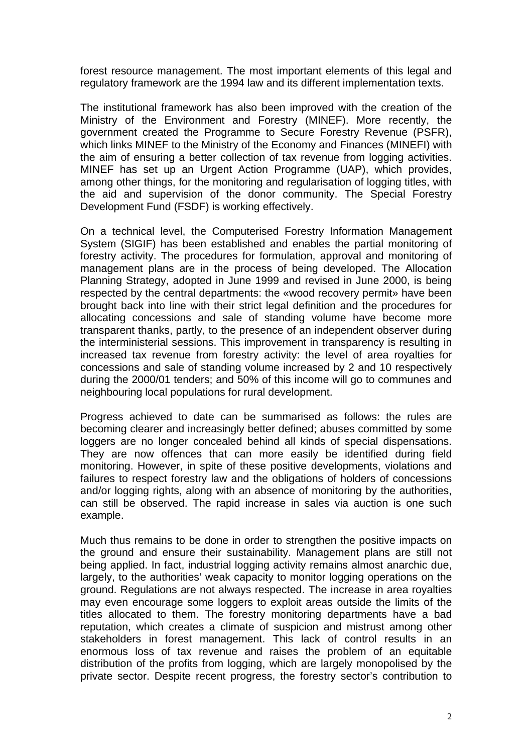forest resource management. The most important elements of this legal and regulatory framework are the 1994 law and its different implementation texts.

The institutional framework has also been improved with the creation of the Ministry of the Environment and Forestry (MINEF). More recently, the government created the Programme to Secure Forestry Revenue (PSFR), which links MINEF to the Ministry of the Economy and Finances (MINEFI) with the aim of ensuring a better collection of tax revenue from logging activities. MINEF has set up an Urgent Action Programme (UAP), which provides, among other things, for the monitoring and regularisation of logging titles, with the aid and supervision of the donor community. The Special Forestry Development Fund (FSDF) is working effectively.

On a technical level, the Computerised Forestry Information Management System (SIGIF) has been established and enables the partial monitoring of forestry activity. The procedures for formulation, approval and monitoring of management plans are in the process of being developed. The Allocation Planning Strategy, adopted in June 1999 and revised in June 2000, is being respected by the central departments: the «wood recovery permit» have been brought back into line with their strict legal definition and the procedures for allocating concessions and sale of standing volume have become more transparent thanks, partly, to the presence of an independent observer during the interministerial sessions. This improvement in transparency is resulting in increased tax revenue from forestry activity: the level of area royalties for concessions and sale of standing volume increased by 2 and 10 respectively during the 2000/01 tenders; and 50% of this income will go to communes and neighbouring local populations for rural development.

Progress achieved to date can be summarised as follows: the rules are becoming clearer and increasingly better defined; abuses committed by some loggers are no longer concealed behind all kinds of special dispensations. They are now offences that can more easily be identified during field monitoring. However, in spite of these positive developments, violations and failures to respect forestry law and the obligations of holders of concessions and/or logging rights, along with an absence of monitoring by the authorities, can still be observed. The rapid increase in sales via auction is one such example.

Much thus remains to be done in order to strengthen the positive impacts on the ground and ensure their sustainability. Management plans are still not being applied. In fact, industrial logging activity remains almost anarchic due, largely, to the authorities' weak capacity to monitor logging operations on the ground. Regulations are not always respected. The increase in area royalties may even encourage some loggers to exploit areas outside the limits of the titles allocated to them. The forestry monitoring departments have a bad reputation, which creates a climate of suspicion and mistrust among other stakeholders in forest management. This lack of control results in an enormous loss of tax revenue and raises the problem of an equitable distribution of the profits from logging, which are largely monopolised by the private sector. Despite recent progress, the forestry sector's contribution to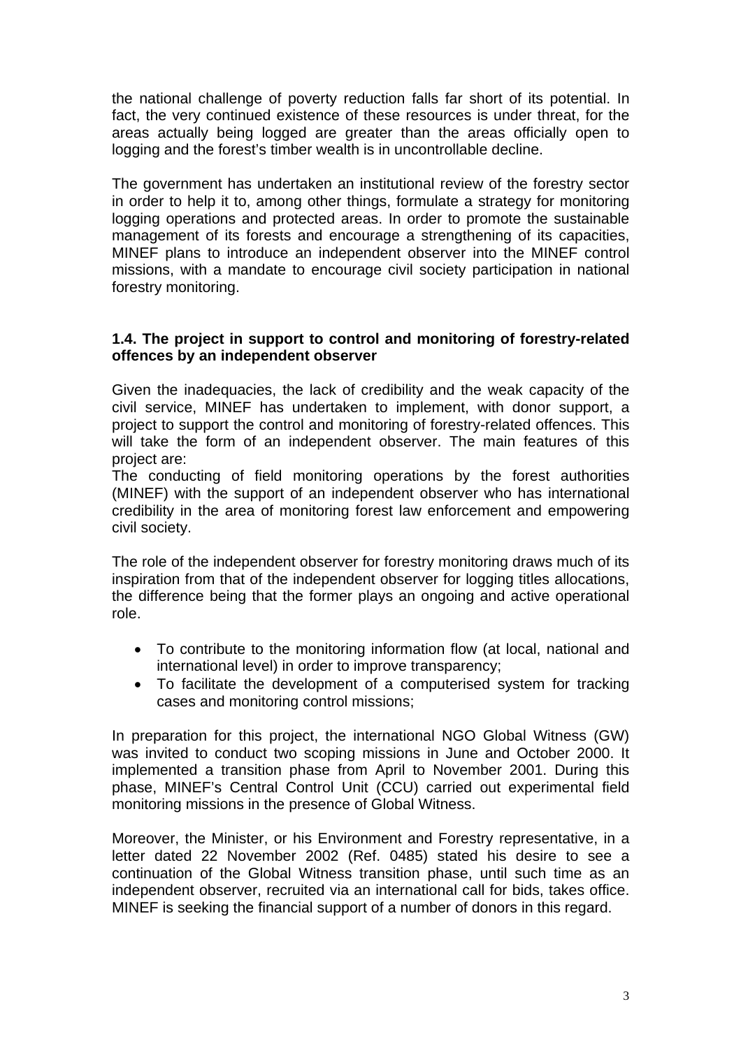the national challenge of poverty reduction falls far short of its potential. In fact, the very continued existence of these resources is under threat, for the areas actually being logged are greater than the areas officially open to logging and the forest's timber wealth is in uncontrollable decline.

The government has undertaken an institutional review of the forestry sector in order to help it to, among other things, formulate a strategy for monitoring logging operations and protected areas. In order to promote the sustainable management of its forests and encourage a strengthening of its capacities, MINEF plans to introduce an independent observer into the MINEF control missions, with a mandate to encourage civil society participation in national forestry monitoring.

### 1.4. The project in support to control and monitoring of forestry-related offences by an independent observer

Given the inadequacies, the lack of credibility and the weak capacity of the civil service, MINEF has undertaken to implement, with donor support, a project to support the control and monitoring of forestry-related offences. This will take the form of an independent observer. The main features of this project are:
The conducting of field monitoring operations by the forest authorities (MINEF) with the support of an independent observer who has international credibility in the area of monitoring forest law enforcement and empowering civil society.

The role of the independent observer for forestry monitoring draws much of its inspiration from that of the independent observer for logging titles allocations, the difference being that the former plays an ongoing and active operational role.

- To contribute to the monitoring information flow (at local, national and international level) in order to improve transparency;
- To facilitate the development of a computerised system for tracking cases and monitoring control missions;

In preparation for this project, the international NGO Global Witness (GW) was invited to conduct two scoping missions in June and October 2000. It implemented a transition phase from April to November 2001. During this phase, MINEF's Central Control Unit (CCU) carried out experimental field monitoring missions in the presence of Global Witness.

Moreover, the Minister, or his Environment and Forestry representative, in a letter dated 22 November 2002 (Ref. 0485) stated his desire to see a continuation of the Global Witness transition phase, until such time as an independent observer, recruited via an international call for bids, takes office. MINEF is seeking the financial support of a number of donors in this regard.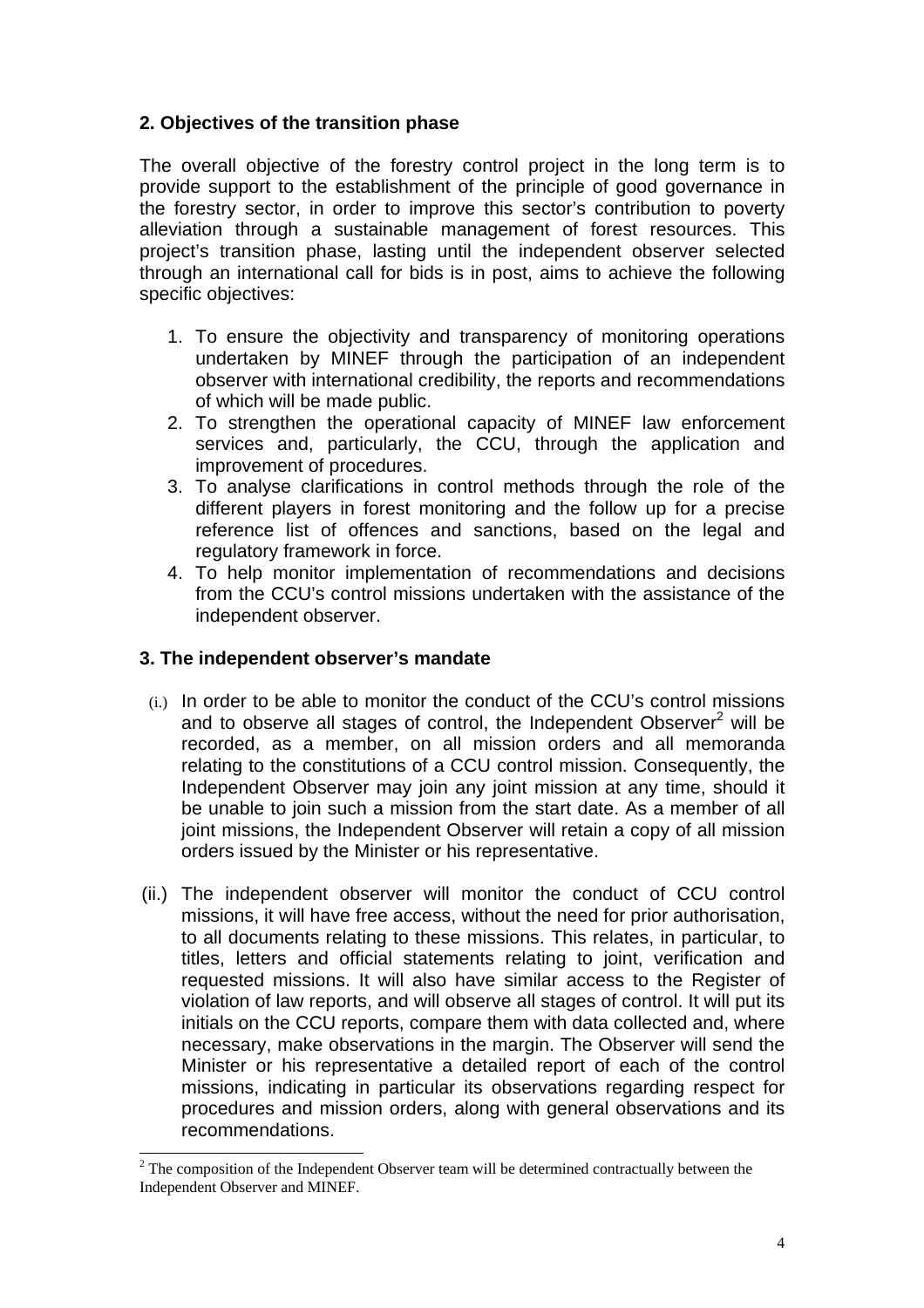## 2. Objectives of the transition phase

The overall objective of the forestry control project in the long term is to provide support to the establishment of the principle of good governance in the forestry sector, in order to improve this sector's contribution to poverty alleviation through a sustainable management of forest resources. This project's transition phase, lasting until the independent observer selected through an international call for bids is in post, aims to achieve the following specific objectives:

1. To ensure the objectivity and transparency of monitoring operations undertaken by MINEF through the participation of an independent observer with international credibility, the reports and recommendations of which will be made public.
2. To strengthen the operational capacity of MINEF law enforcement services and, particularly, the CCU, through the application and improvement of procedures.
3. To analyse clarifications in control methods through the role of the different players in forest monitoring and the follow up for a precise reference list of offences and sanctions, based on the legal and regulatory framework in force.
4. To help monitor implementation of recommendations and decisions from the CCU's control missions undertaken with the assistance of the independent observer.

## 3. The independent observer's mandate

(i.) In order to be able to monitor the conduct of the CCU's control missions and to observe all stages of control, the Independent Observer[2] will be recorded, as a member, on all mission orders and all memoranda relating to the constitutions of a CCU control mission. Consequently, the Independent Observer may join any joint mission at any time, should it be unable to join such a mission from the start date. As a member of all joint missions, the Independent Observer will retain a copy of all mission orders issued by the Minister or his representative.

(ii.) The independent observer will monitor the conduct of CCU control missions, it will have free access, without the need for prior authorisation, to all documents relating to these missions. This relates, in particular, to titles, letters and official statements relating to joint, verification and requested missions. It will also have similar access to the Register of violation of law reports, and will observe all stages of control. It will put its initials on the CCU reports, compare them with data collected and, where necessary, make observations in the margin. The Observer will send the Minister or his representative a detailed report of each of the control missions, indicating in particular its observations regarding respect for procedures and mission orders, along with general observations and its recommendations.

[2] The composition of the Independent Observer team will be determined contractually between the Independent Observer and MINEF.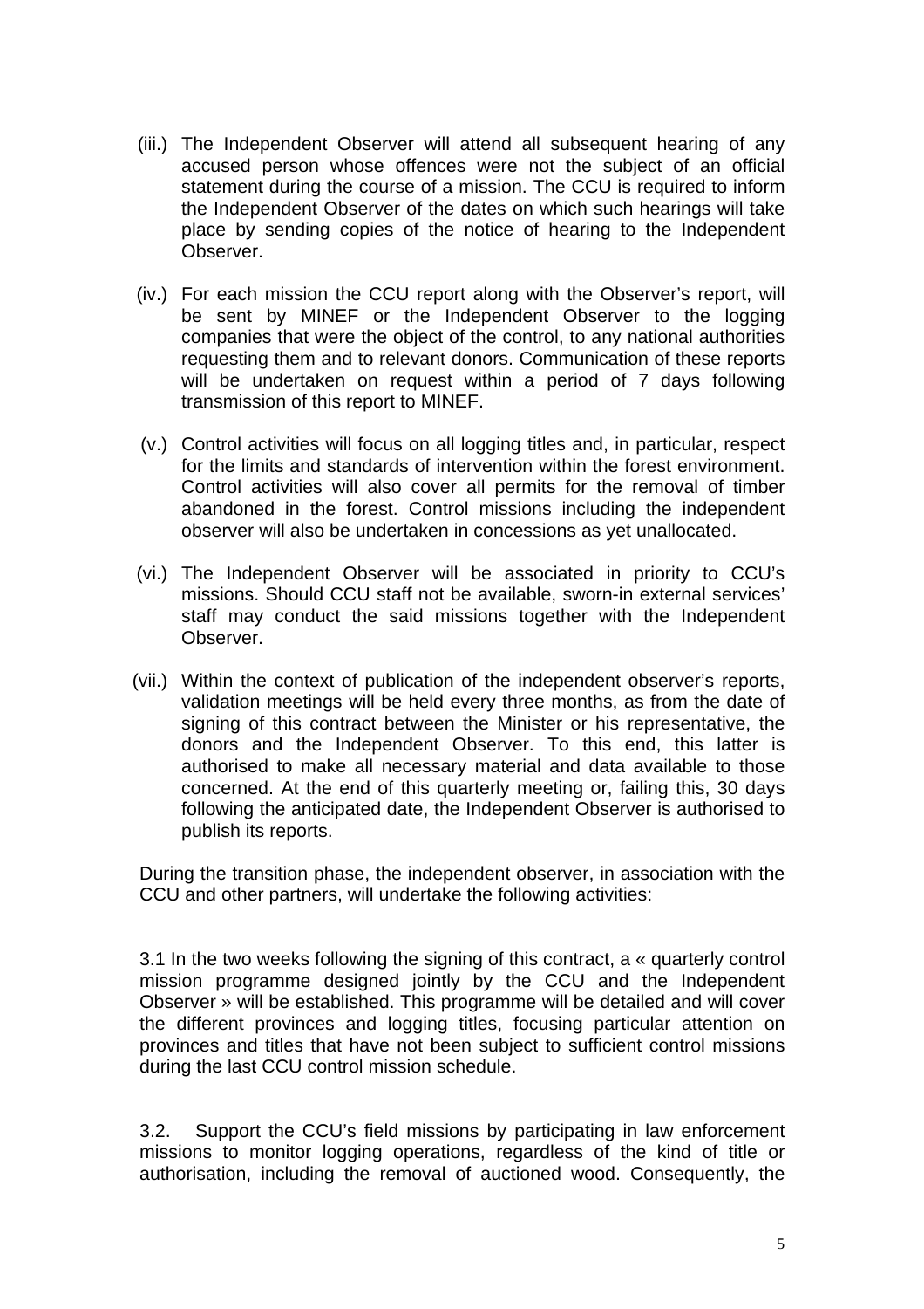(iii.) The Independent Observer will attend all subsequent hearing of any accused person whose offences were not the subject of an official statement during the course of a mission. The CCU is required to inform the Independent Observer of the dates on which such hearings will take place by sending copies of the notice of hearing to the Independent Observer.

(iv.) For each mission the CCU report along with the Observer's report, will be sent by MINEF or the Independent Observer to the logging companies that were the object of the control, to any national authorities requesting them and to relevant donors. Communication of these reports will be undertaken on request within a period of 7 days following transmission of this report to MINEF.

(v.) Control activities will focus on all logging titles and, in particular, respect for the limits and standards of intervention within the forest environment. Control activities will also cover all permits for the removal of timber abandoned in the forest. Control missions including the independent observer will also be undertaken in concessions as yet unallocated.

(vi.) The Independent Observer will be associated in priority to CCU's missions. Should CCU staff not be available, sworn-in external services' staff may conduct the said missions together with the Independent Observer.

(vii.) Within the context of publication of the independent observer's reports, validation meetings will be held every three months, as from the date of signing of this contract between the Minister or his representative, the donors and the Independent Observer. To this end, this latter is authorised to make all necessary material and data available to those concerned. At the end of this quarterly meeting or, failing this, 30 days following the anticipated date, the Independent Observer is authorised to publish its reports.

During the transition phase, the independent observer, in association with the CCU and other partners, will undertake the following activities:

3.1 In the two weeks following the signing of this contract, a « quarterly control mission programme designed jointly by the CCU and the Independent Observer » will be established. This programme will be detailed and will cover the different provinces and logging titles, focusing particular attention on provinces and titles that have not been subject to sufficient control missions during the last CCU control mission schedule.

3.2. Support the CCU's field missions by participating in law enforcement missions to monitor logging operations, regardless of the kind of title or authorisation, including the removal of auctioned wood. Consequently, the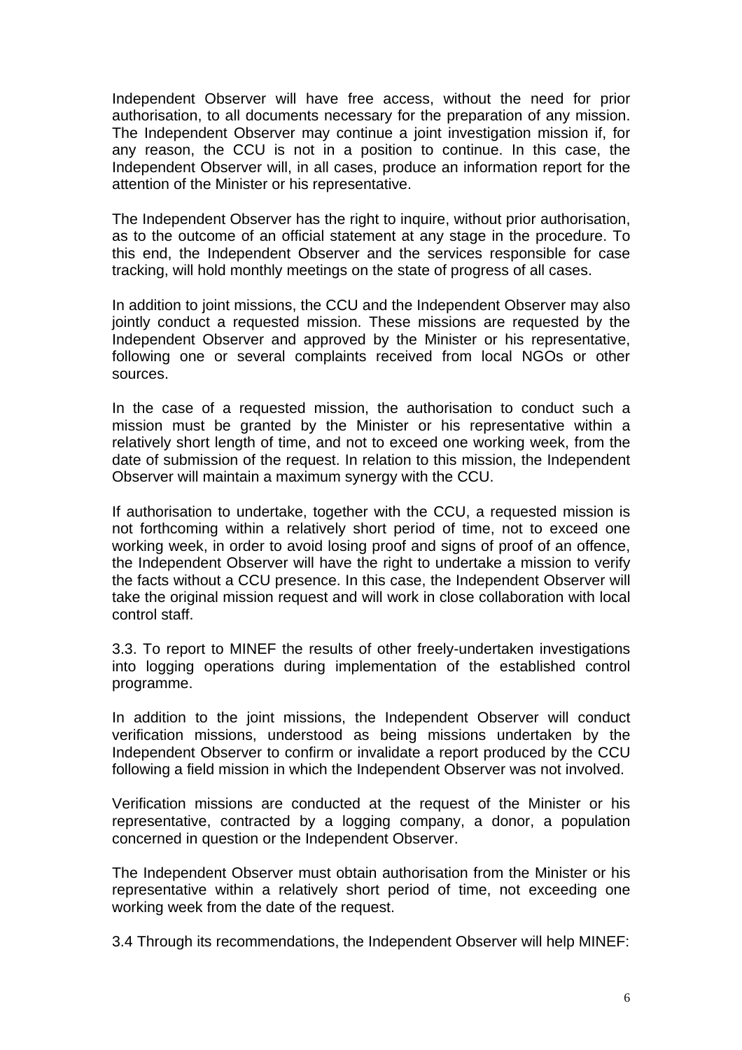Independent Observer will have free access, without the need for prior authorisation, to all documents necessary for the preparation of any mission. The Independent Observer may continue a joint investigation mission if, for any reason, the CCU is not in a position to continue. In this case, the Independent Observer will, in all cases, produce an information report for the attention of the Minister or his representative.

The Independent Observer has the right to inquire, without prior authorisation, as to the outcome of an official statement at any stage in the procedure. To this end, the Independent Observer and the services responsible for case tracking, will hold monthly meetings on the state of progress of all cases.

In addition to joint missions, the CCU and the Independent Observer may also jointly conduct a requested mission. These missions are requested by the Independent Observer and approved by the Minister or his representative, following one or several complaints received from local NGOs or other sources.

In the case of a requested mission, the authorisation to conduct such a mission must be granted by the Minister or his representative within a relatively short length of time, and not to exceed one working week, from the date of submission of the request. In relation to this mission, the Independent Observer will maintain a maximum synergy with the CCU.

If authorisation to undertake, together with the CCU, a requested mission is not forthcoming within a relatively short period of time, not to exceed one working week, in order to avoid losing proof and signs of proof of an offence, the Independent Observer will have the right to undertake a mission to verify the facts without a CCU presence. In this case, the Independent Observer will take the original mission request and will work in close collaboration with local control staff.

3.3. To report to MINEF the results of other freely-undertaken investigations into logging operations during implementation of the established control programme.

In addition to the joint missions, the Independent Observer will conduct verification missions, understood as being missions undertaken by the Independent Observer to confirm or invalidate a report produced by the CCU following a field mission in which the Independent Observer was not involved.

Verification missions are conducted at the request of the Minister or his representative, contracted by a logging company, a donor, a population concerned in question or the Independent Observer.

The Independent Observer must obtain authorisation from the Minister or his representative within a relatively short period of time, not exceeding one working week from the date of the request.

3.4 Through its recommendations, the Independent Observer will help MINEF: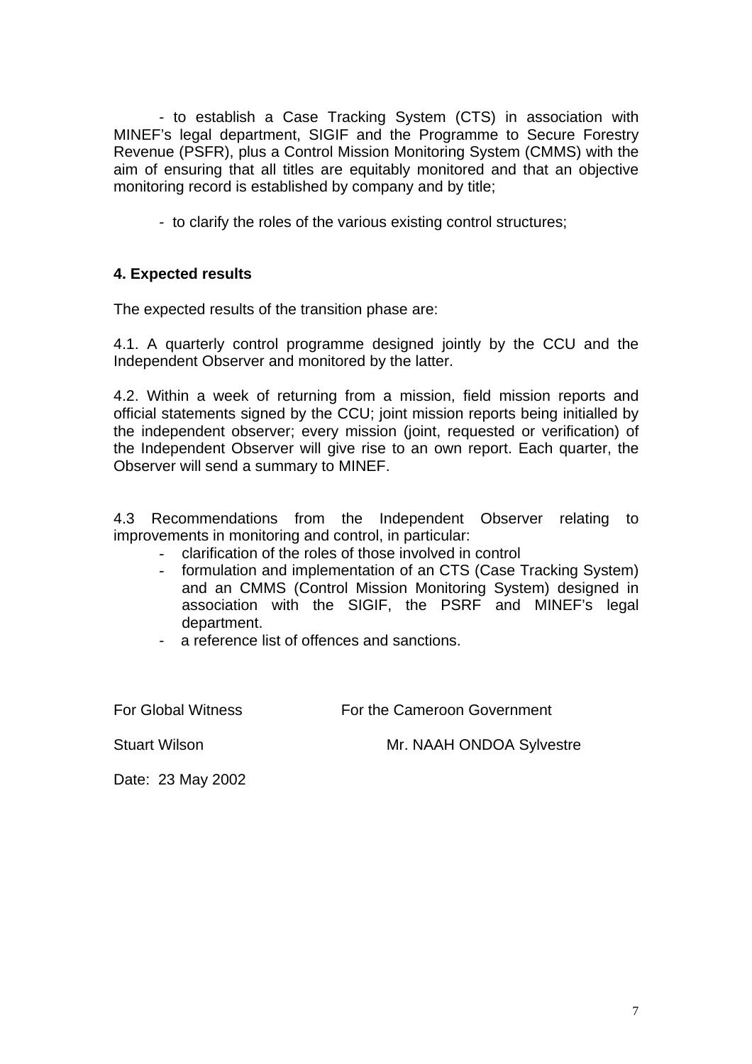- to establish a Case Tracking System (CTS) in association with MINEF's legal department, SIGIF and the Programme to Secure Forestry Revenue (PSFR), plus a Control Mission Monitoring System (CMMS) with the aim of ensuring that all titles are equitably monitored and that an objective monitoring record is established by company and by title;

- to clarify the roles of the various existing control structures;

**4. Expected results**

The expected results of the transition phase are:

4.1. A quarterly control programme designed jointly by the CCU and the Independent Observer and monitored by the latter.

4.2. Within a week of returning from a mission, field mission reports and official statements signed by the CCU; joint mission reports being initialled by the independent observer; every mission (joint, requested or verification) of the Independent Observer will give rise to an own report. Each quarter, the Observer will send a summary to MINEF.

4.3 Recommendations from the Independent Observer relating to improvements in monitoring and control, in particular:

- clarification of the roles of those involved in control
- formulation and implementation of an CTS (Case Tracking System) and an CMMS (Control Mission Monitoring System) designed in association with the SIGIF, the PSRF and MINEF's legal department.
- a reference list of offences and sanctions.

For Global Witness　　　　For the Cameroon Government

Stuart Wilson　　　　Mr. NAAH ONDOA Sylvestre

Date: 23 May 2002